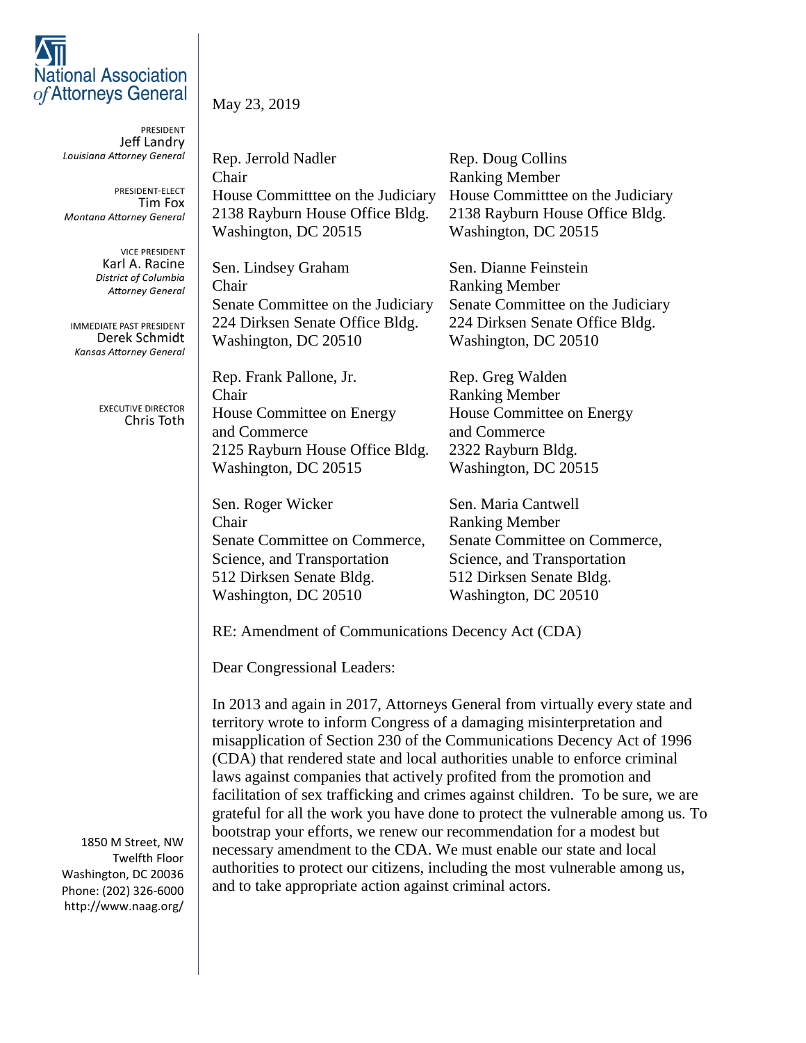# National Association of Attorneys General

PRESIDENT
Jeff Landry
*Louisiana Attorney General*

PRESIDENT-ELECT
Tim Fox
*Montana Attorney General*

VICE PRESIDENT
Karl A. Racine
*District of Columbia Attorney General*

IMMEDIATE PAST PRESIDENT
Derek Schmidt
*Kansas Attorney General*

EXECUTIVE DIRECTOR
Chris Toth

1850 M Street, NW
Twelfth Floor
Washington, DC 20036
Phone: (202) 326-6000
http://www.naag.org/

May 23, 2019

Rep. Jerrold Nadler
Chair
House Committtee on the Judiciary
2138 Rayburn House Office Bldg.
Washington, DC 20515

Rep. Doug Collins
Ranking Member
House Committtee on the Judiciary
2138 Rayburn House Office Bldg.
Washington, DC 20515

Sen. Lindsey Graham
Chair
Senate Committee on the Judiciary
224 Dirksen Senate Office Bldg.
Washington, DC 20510

Sen. Dianne Feinstein
Ranking Member
Senate Committee on the Judiciary
224 Dirksen Senate Office Bldg.
Washington, DC 20510

Rep. Frank Pallone, Jr.
Chair
House Committee on Energy and Commerce
2125 Rayburn House Office Bldg.
Washington, DC 20515

Rep. Greg Walden
Ranking Member
House Committee on Energy and Commerce
2322 Rayburn Bldg.
Washington, DC 20515

Sen. Roger Wicker
Chair
Senate Committee on Commerce, Science, and Transportation
512 Dirksen Senate Bldg.
Washington, DC 20510

Sen. Maria Cantwell
Ranking Member
Senate Committee on Commerce, Science, and Transportation
512 Dirksen Senate Bldg.
Washington, DC 20510

RE: Amendment of Communications Decency Act (CDA)

Dear Congressional Leaders:

In 2013 and again in 2017, Attorneys General from virtually every state and territory wrote to inform Congress of a damaging misinterpretation and misapplication of Section 230 of the Communications Decency Act of 1996 (CDA) that rendered state and local authorities unable to enforce criminal laws against companies that actively profited from the promotion and facilitation of sex trafficking and crimes against children. To be sure, we are grateful for all the work you have done to protect the vulnerable among us. To bootstrap your efforts, we renew our recommendation for a modest but necessary amendment to the CDA. We must enable our state and local authorities to protect our citizens, including the most vulnerable among us, and to take appropriate action against criminal actors.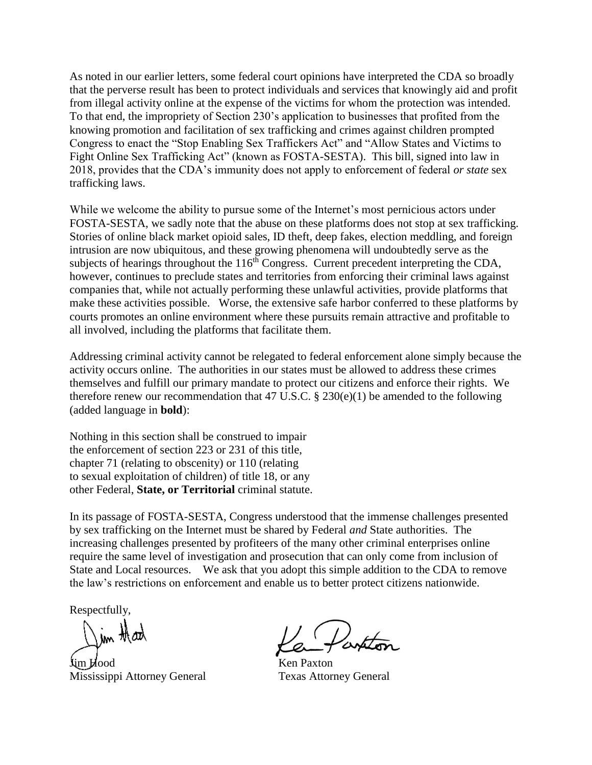As noted in our earlier letters, some federal court opinions have interpreted the CDA so broadly that the perverse result has been to protect individuals and services that knowingly aid and profit from illegal activity online at the expense of the victims for whom the protection was intended. To that end, the impropriety of Section 230's application to businesses that profited from the knowing promotion and facilitation of sex trafficking and crimes against children prompted Congress to enact the "Stop Enabling Sex Traffickers Act" and "Allow States and Victims to Fight Online Sex Trafficking Act" (known as FOSTA-SESTA). This bill, signed into law in 2018, provides that the CDA's immunity does not apply to enforcement of federal *or state* sex trafficking laws.

While we welcome the ability to pursue some of the Internet's most pernicious actors under FOSTA-SESTA, we sadly note that the abuse on these platforms does not stop at sex trafficking. Stories of online black market opioid sales, ID theft, deep fakes, election meddling, and foreign intrusion are now ubiquitous, and these growing phenomena will undoubtedly serve as the subjects of hearings throughout the 116th Congress. Current precedent interpreting the CDA, however, continues to preclude states and territories from enforcing their criminal laws against companies that, while not actually performing these unlawful activities, provide platforms that make these activities possible. Worse, the extensive safe harbor conferred to these platforms by courts promotes an online environment where these pursuits remain attractive and profitable to all involved, including the platforms that facilitate them.

Addressing criminal activity cannot be relegated to federal enforcement alone simply because the activity occurs online. The authorities in our states must be allowed to address these crimes themselves and fulfill our primary mandate to protect our citizens and enforce their rights. We therefore renew our recommendation that 47 U.S.C. § 230(e)(1) be amended to the following (added language in **bold**):

Nothing in this section shall be construed to impair the enforcement of section 223 or 231 of this title, chapter 71 (relating to obscenity) or 110 (relating to sexual exploitation of children) of title 18, or any other Federal, **State, or Territorial** criminal statute.

In its passage of FOSTA-SESTA, Congress understood that the immense challenges presented by sex trafficking on the Internet must be shared by Federal *and* State authorities. The increasing challenges presented by profiteers of the many other criminal enterprises online require the same level of investigation and prosecution that can only come from inclusion of State and Local resources. We ask that you adopt this simple addition to the CDA to remove the law's restrictions on enforcement and enable us to better protect citizens nationwide.

Respectfully,

Jim Hood
Mississippi Attorney General

Ken Paxton
Texas Attorney General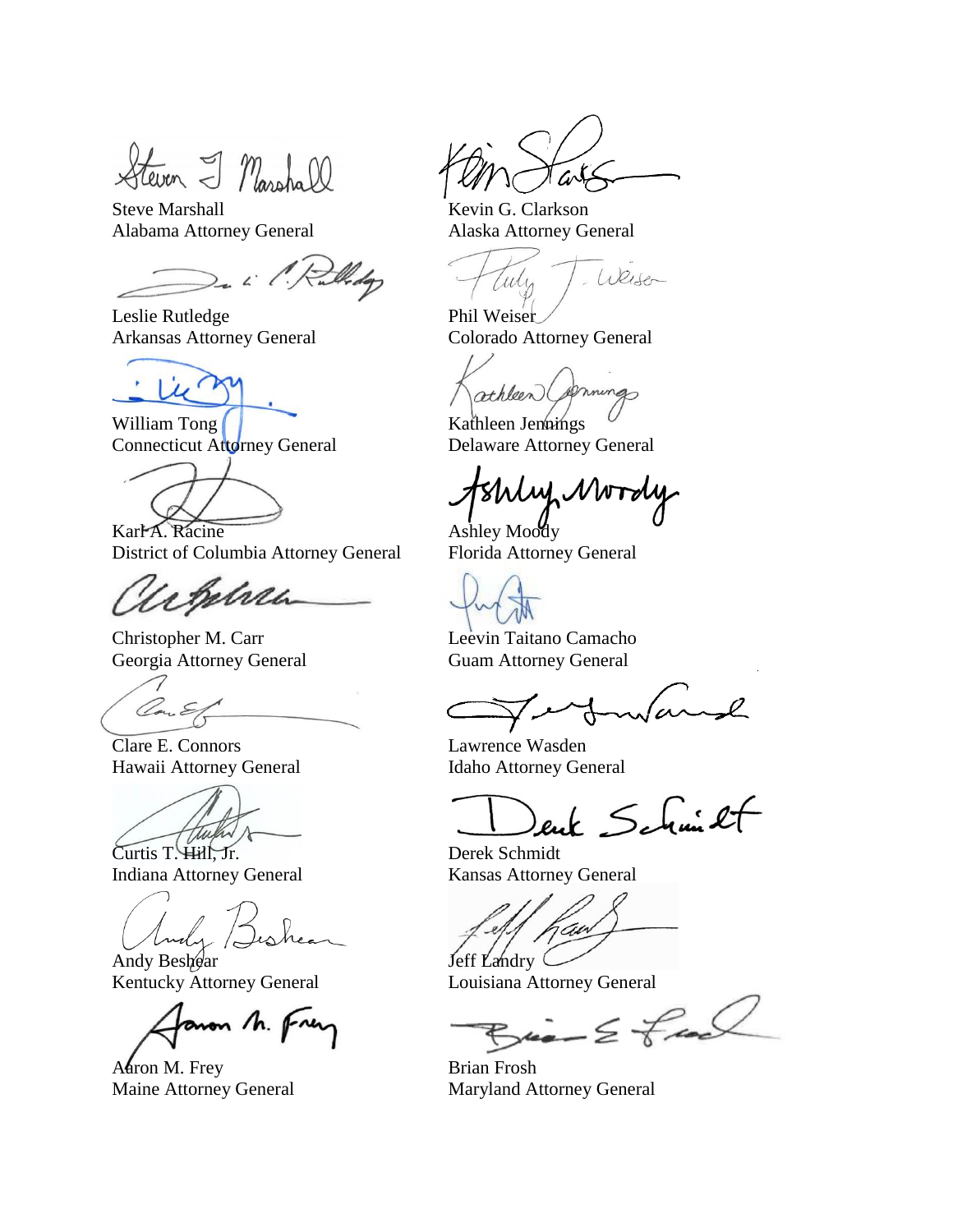Steve Marshall
Alabama Attorney General

Kevin G. Clarkson
Alaska Attorney General

Leslie Rutledge
Arkansas Attorney General

Phil Weiser
Colorado Attorney General

William Tong
Connecticut Attorney General

Kathleen Jennings
Delaware Attorney General

Karl A. Racine
District of Columbia Attorney General

Ashley Moody
Florida Attorney General

Christopher M. Carr
Georgia Attorney General

Leevin Taitano Camacho
Guam Attorney General

Clare E. Connors
Hawaii Attorney General

Lawrence Wasden
Idaho Attorney General

Curtis T. Hill, Jr.
Indiana Attorney General

Derek Schmidt
Kansas Attorney General

Andy Beshear
Kentucky Attorney General

Jeff Landry
Louisiana Attorney General

Aaron M. Frey
Maine Attorney General

Brian Frosh
Maryland Attorney General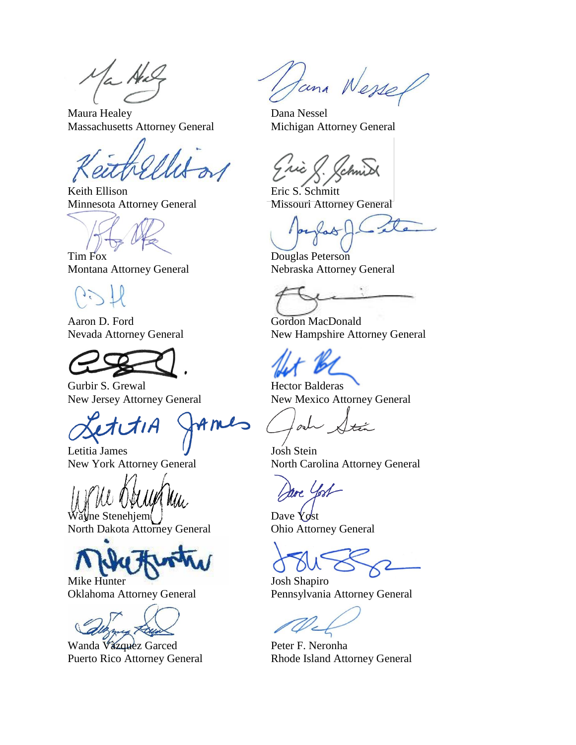Maura Healey
Massachusetts Attorney General

Dana Nessel
Michigan Attorney General

Keith Ellison
Minnesota Attorney General

Eric S. Schmitt
Missouri Attorney General

Tim Fox
Montana Attorney General

Douglas Peterson
Nebraska Attorney General

Aaron D. Ford
Nevada Attorney General

Gordon MacDonald
New Hampshire Attorney General

Gurbir S. Grewal
New Jersey Attorney General

Hector Balderas
New Mexico Attorney General

Letitia James
New York Attorney General

Josh Stein
North Carolina Attorney General

Wayne Stenehjem
North Dakota Attorney General

Dave Yost
Ohio Attorney General

Mike Hunter
Oklahoma Attorney General

Josh Shapiro
Pennsylvania Attorney General

Wanda Vázquez Garced
Puerto Rico Attorney General

Peter F. Neronha
Rhode Island Attorney General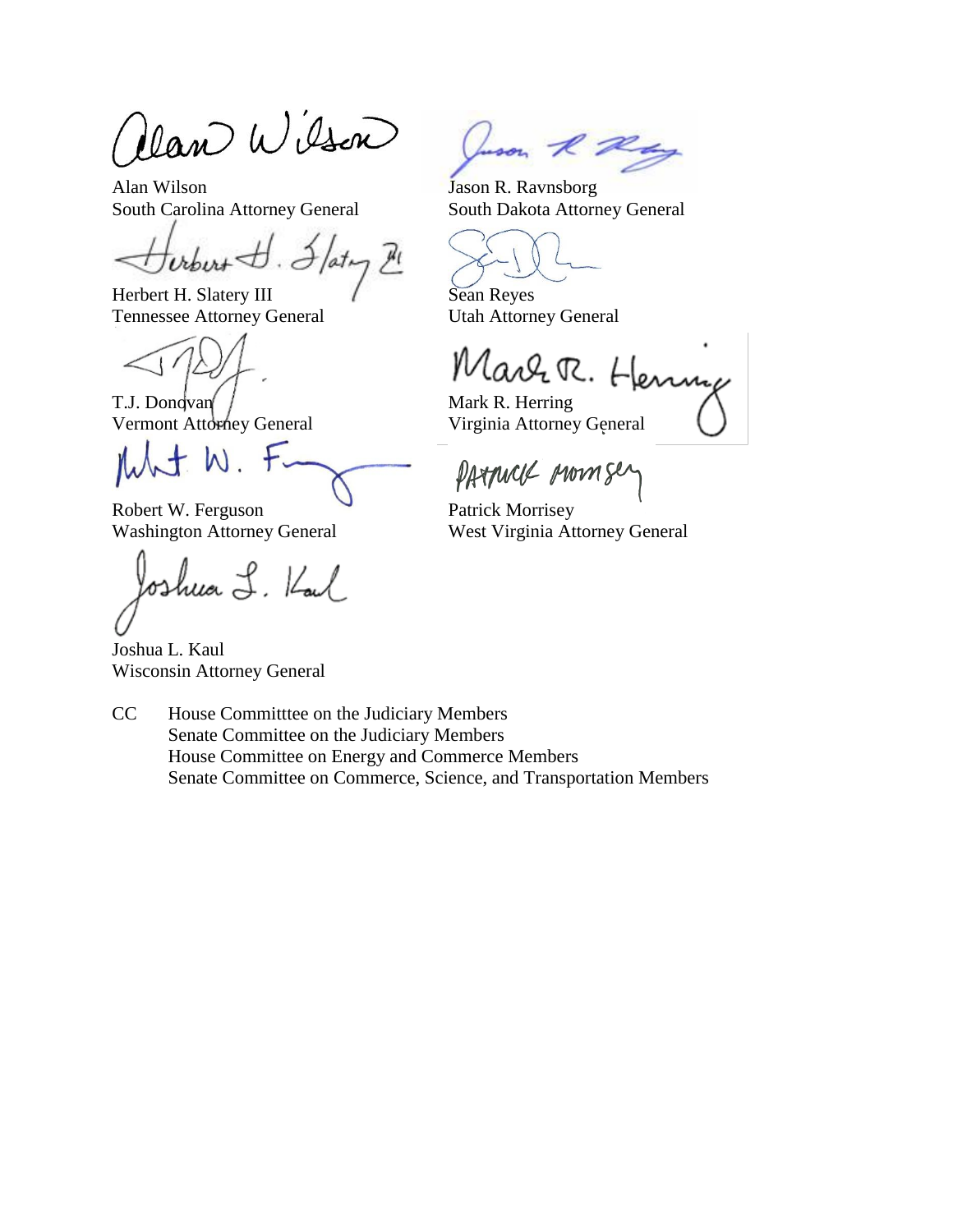Alan Wilson
South Carolina Attorney General

Jason R. Ravnsborg
South Dakota Attorney General

Herbert H. Slatery III
Tennessee Attorney General

Sean Reyes
Utah Attorney General

T.J. Donovan
Vermont Attorney General

Mark R. Herring
Virginia Attorney General

Robert W. Ferguson
Washington Attorney General

Patrick Morrisey
West Virginia Attorney General

Joshua L. Kaul
Wisconsin Attorney General

CC House Committtee on the Judiciary Members
Senate Committee on the Judiciary Members
House Committee on Energy and Commerce Members
Senate Committee on Commerce, Science, and Transportation Members